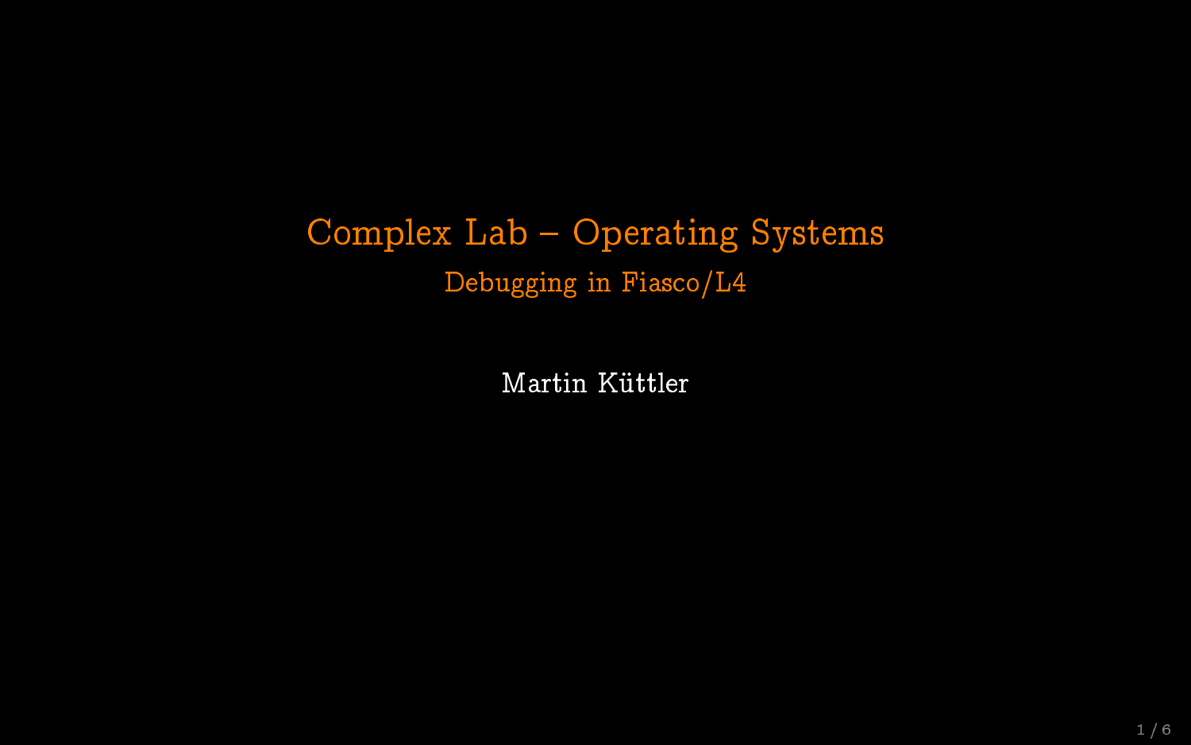# Complex Lab – Operating Systems

## Debugging in Fiasco/L4

Martin Küttler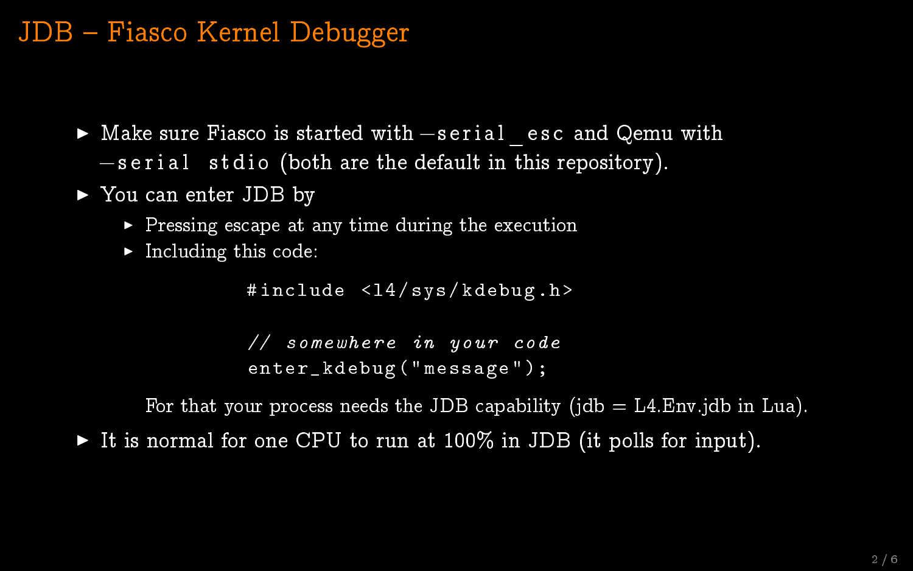# JDB – Fiasco Kernel Debugger

- Make sure Fiasco is started with `-serial_esc` and Qemu with `-serial stdio` (both are the default in this repository).
- You can enter JDB by
  - Pressing escape at any time during the execution
  - Including this code:

    ```
    #include <l4/sys/kdebug.h>

    // somewhere in your code
    enter_kdebug("message");
    ```

    For that your process needs the JDB capability (jdb = L4.Env.jdb in Lua).
- It is normal for one CPU to run at 100% in JDB (it polls for input).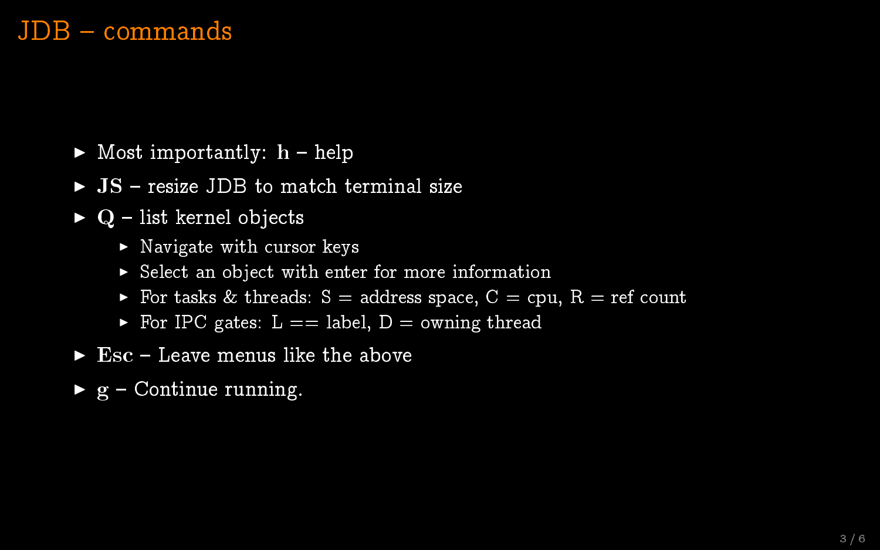# JDB – commands

- Most importantly: **h** – help
- **JS** – resize JDB to match terminal size
- **Q** – list kernel objects
  - Navigate with cursor keys
  - Select an object with enter for more information
  - For tasks & threads: S = address space, C = cpu, R = ref count
  - For IPC gates: L == label, D = owning thread
- **Esc** – Leave menus like the above
- **g** – Continue running.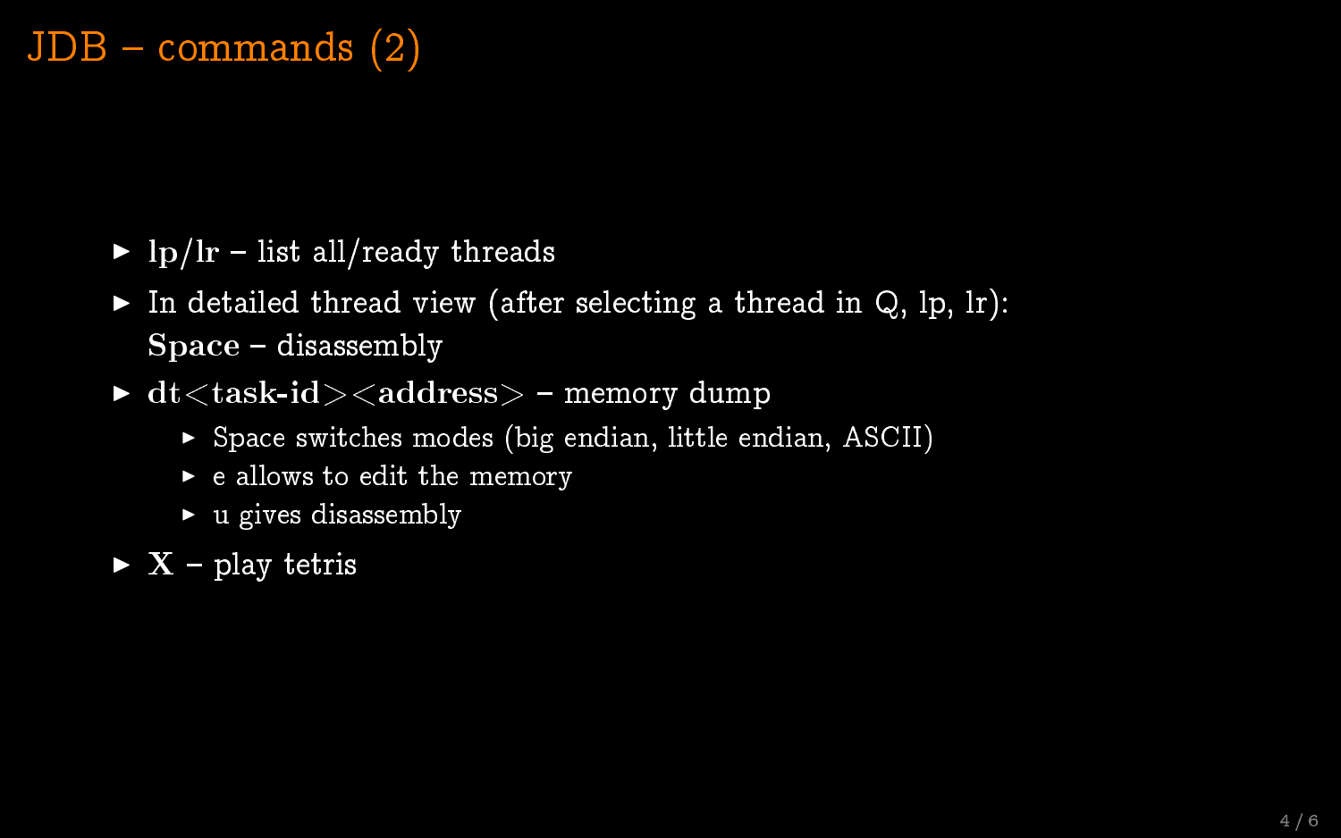# JDB – commands (2)

- **lp/lr** – list all/ready threads
- In detailed thread view (after selecting a thread in Q, lp, lr): **Space** – disassembly
- **dt<task-id><address>** – memory dump
  - Space switches modes (big endian, little endian, ASCII)
  - e allows to edit the memory
  - u gives disassembly
- **X** – play tetris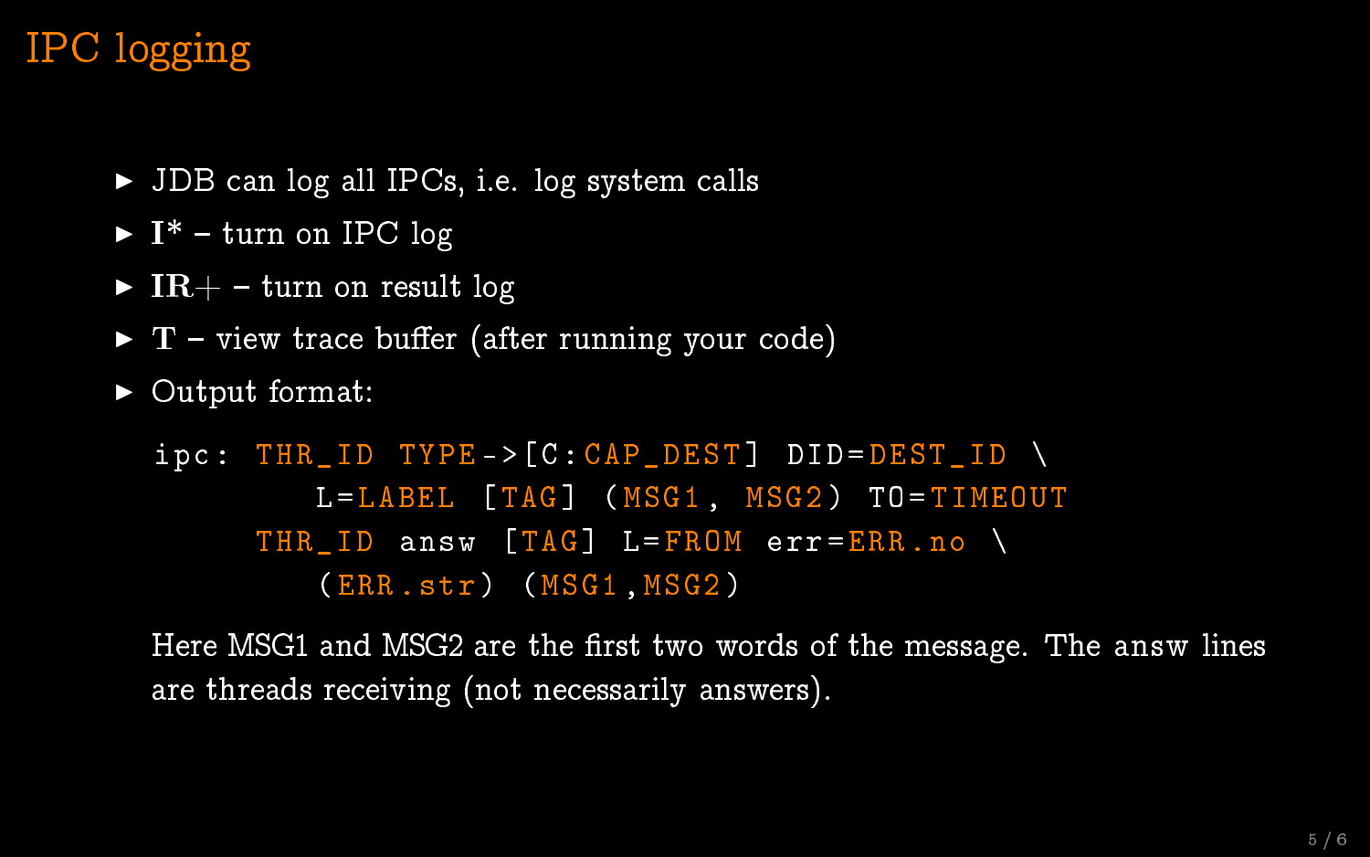# IPC logging

- JDB can log all IPCs, i.e. log system calls
- **I\*** – turn on IPC log
- **IR+** – turn on result log
- **T** – view trace buffer (after running your code)
- Output format:

```
ipc: THR_ID TYPE->[C:CAP_DEST] DID=DEST_ID \
       L=LABEL [TAG] (MSG1, MSG2) TO=TIMEOUT
     THR_ID answ [TAG] L=FROM err=ERR.no \
       (ERR.str) (MSG1,MSG2)
```

Here MSG1 and MSG2 are the first two words of the message. The answ lines are threads receiving (not necessarily answers).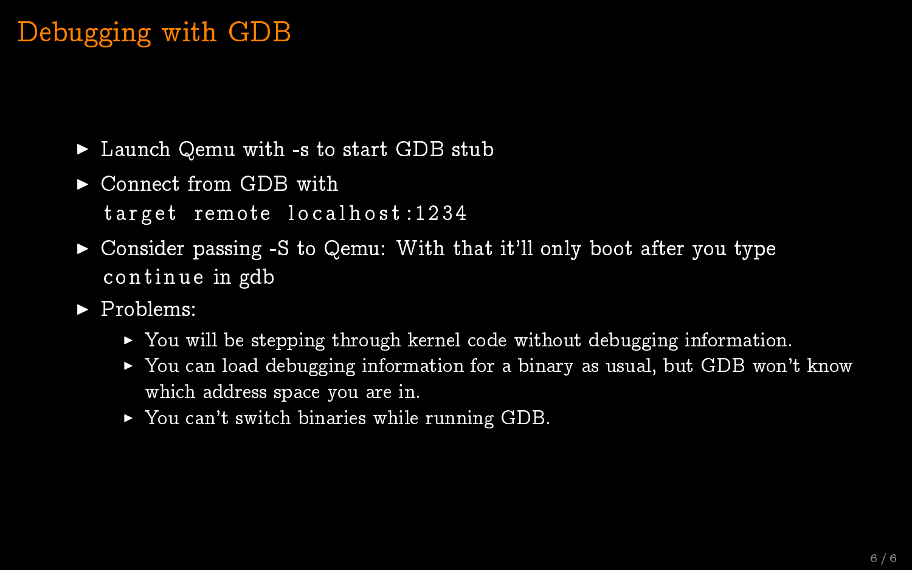# Debugging with GDB

- Launch Qemu with -s to start GDB stub
- Connect from GDB with
  `target remote localhost:1234`
- Consider passing -S to Qemu: With that it'll only boot after you type `continue` in gdb
- Problems:
  - You will be stepping through kernel code without debugging information.
  - You can load debugging information for a binary as usual, but GDB won't know which address space you are in.
  - You can't switch binaries while running GDB.